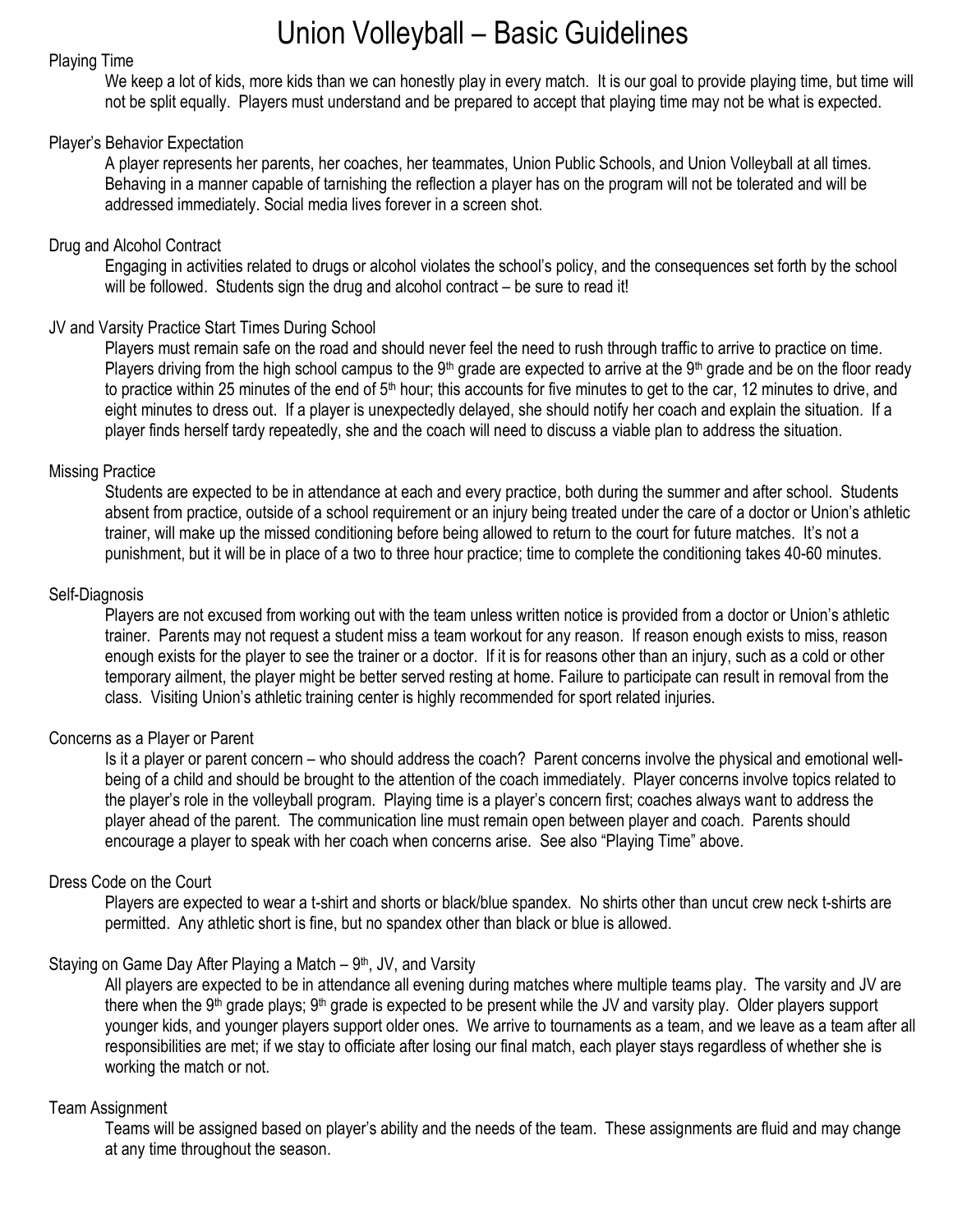# Union Volleyball – Basic Guidelines

## Playing Time

We keep a lot of kids, more kids than we can honestly play in every match. It is our goal to provide playing time, but time will not be split equally. Players must understand and be prepared to accept that playing time may not be what is expected.

## Player's Behavior Expectation

A player represents her parents, her coaches, her teammates, Union Public Schools, and Union Volleyball at all times. Behaving in a manner capable of tarnishing the reflection a player has on the program will not be tolerated and will be addressed immediately. Social media lives forever in a screen shot.

## Drug and Alcohol Contract

Engaging in activities related to drugs or alcohol violates the school's policy, and the consequences set forth by the school will be followed. Students sign the drug and alcohol contract – be sure to read it!

## JV and Varsity Practice Start Times During School

Players must remain safe on the road and should never feel the need to rush through traffic to arrive to practice on time. Players driving from the high school campus to the 9th grade are expected to arrive at the 9th grade and be on the floor ready to practice within 25 minutes of the end of 5th hour; this accounts for five minutes to get to the car, 12 minutes to drive, and eight minutes to dress out. If a player is unexpectedly delayed, she should notify her coach and explain the situation. If a player finds herself tardy repeatedly, she and the coach will need to discuss a viable plan to address the situation.

## Missing Practice

Students are expected to be in attendance at each and every practice, both during the summer and after school. Students absent from practice, outside of a school requirement or an injury being treated under the care of a doctor or Union's athletic trainer, will make up the missed conditioning before being allowed to return to the court for future matches. It's not a punishment, but it will be in place of a two to three hour practice; time to complete the conditioning takes 40-60 minutes.

## Self-Diagnosis

Players are not excused from working out with the team unless written notice is provided from a doctor or Union's athletic trainer. Parents may not request a student miss a team workout for any reason. If reason enough exists to miss, reason enough exists for the player to see the trainer or a doctor. If it is for reasons other than an injury, such as a cold or other temporary ailment, the player might be better served resting at home. Failure to participate can result in removal from the class. Visiting Union's athletic training center is highly recommended for sport related injuries.

## Concerns as a Player or Parent

Is it a player or parent concern – who should address the coach? Parent concerns involve the physical and emotional well-being of a child and should be brought to the attention of the coach immediately. Player concerns involve topics related to the player's role in the volleyball program. Playing time is a player's concern first; coaches always want to address the player ahead of the parent. The communication line must remain open between player and coach. Parents should encourage a player to speak with her coach when concerns arise. See also "Playing Time" above.

## Dress Code on the Court

Players are expected to wear a t-shirt and shorts or black/blue spandex. No shirts other than uncut crew neck t-shirts are permitted. Any athletic short is fine, but no spandex other than black or blue is allowed.

## Staying on Game Day After Playing a Match – 9th, JV, and Varsity

All players are expected to be in attendance all evening during matches where multiple teams play. The varsity and JV are there when the 9th grade plays; 9th grade is expected to be present while the JV and varsity play. Older players support younger kids, and younger players support older ones. We arrive to tournaments as a team, and we leave as a team after all responsibilities are met; if we stay to officiate after losing our final match, each player stays regardless of whether she is working the match or not.

## Team Assignment

Teams will be assigned based on player's ability and the needs of the team. These assignments are fluid and may change at any time throughout the season.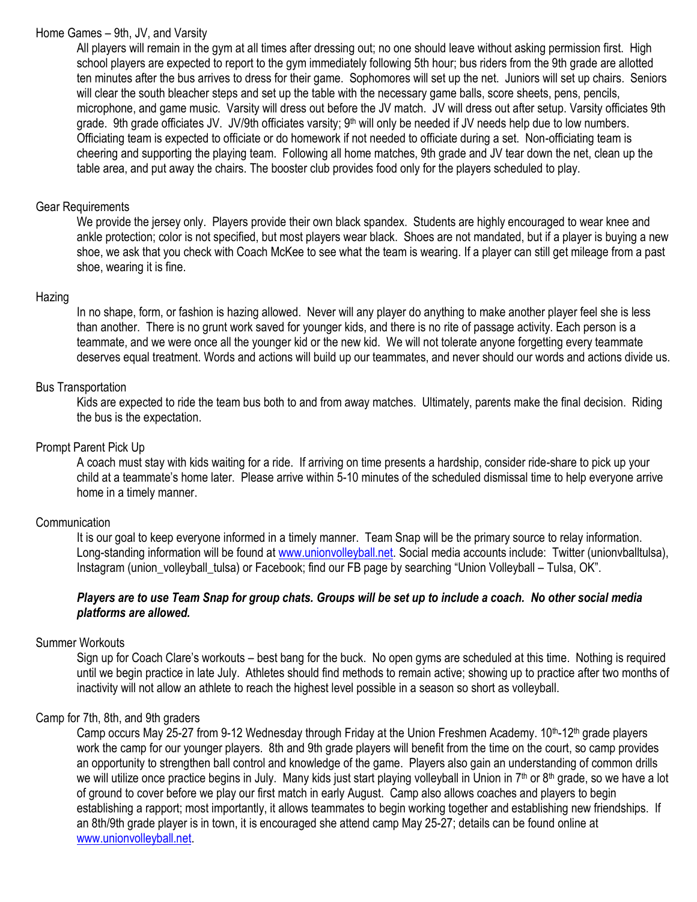## Home Games – 9th, JV, and Varsity

All players will remain in the gym at all times after dressing out; no one should leave without asking permission first. High school players are expected to report to the gym immediately following 5th hour; bus riders from the 9th grade are allotted ten minutes after the bus arrives to dress for their game. Sophomores will set up the net. Juniors will set up chairs. Seniors will clear the south bleacher steps and set up the table with the necessary game balls, score sheets, pens, pencils, microphone, and game music. Varsity will dress out before the JV match. JV will dress out after setup. Varsity officiates 9th grade. 9th grade officiates JV. JV/9th officiates varsity; 9th will only be needed if JV needs help due to low numbers. Officiating team is expected to officiate or do homework if not needed to officiate during a set. Non-officiating team is cheering and supporting the playing team. Following all home matches, 9th grade and JV tear down the net, clean up the table area, and put away the chairs. The booster club provides food only for the players scheduled to play.

## Gear Requirements

We provide the jersey only. Players provide their own black spandex. Students are highly encouraged to wear knee and ankle protection; color is not specified, but most players wear black. Shoes are not mandated, but if a player is buying a new shoe, we ask that you check with Coach McKee to see what the team is wearing. If a player can still get mileage from a past shoe, wearing it is fine.

## Hazing

In no shape, form, or fashion is hazing allowed. Never will any player do anything to make another player feel she is less than another. There is no grunt work saved for younger kids, and there is no rite of passage activity. Each person is a teammate, and we were once all the younger kid or the new kid. We will not tolerate anyone forgetting every teammate deserves equal treatment. Words and actions will build up our teammates, and never should our words and actions divide us.

## Bus Transportation

Kids are expected to ride the team bus both to and from away matches. Ultimately, parents make the final decision. Riding the bus is the expectation.

## Prompt Parent Pick Up

A coach must stay with kids waiting for a ride. If arriving on time presents a hardship, consider ride-share to pick up your child at a teammate's home later. Please arrive within 5-10 minutes of the scheduled dismissal time to help everyone arrive home in a timely manner.

## Communication

It is our goal to keep everyone informed in a timely manner. Team Snap will be the primary source to relay information. Long-standing information will be found at www.unionvolleyball.net. Social media accounts include: Twitter (unionvballtulsa), Instagram (union_volleyball_tulsa) or Facebook; find our FB page by searching "Union Volleyball – Tulsa, OK".

***Players are to use Team Snap for group chats. Groups will be set up to include a coach. No other social media platforms are allowed.***

## Summer Workouts

Sign up for Coach Clare's workouts – best bang for the buck. No open gyms are scheduled at this time. Nothing is required until we begin practice in late July. Athletes should find methods to remain active; showing up to practice after two months of inactivity will not allow an athlete to reach the highest level possible in a season so short as volleyball.

## Camp for 7th, 8th, and 9th graders

Camp occurs May 25-27 from 9-12 Wednesday through Friday at the Union Freshmen Academy. 10th-12th grade players work the camp for our younger players. 8th and 9th grade players will benefit from the time on the court, so camp provides an opportunity to strengthen ball control and knowledge of the game. Players also gain an understanding of common drills we will utilize once practice begins in July. Many kids just start playing volleyball in Union in 7th or 8th grade, so we have a lot of ground to cover before we play our first match in early August. Camp also allows coaches and players to begin establishing a rapport; most importantly, it allows teammates to begin working together and establishing new friendships. If an 8th/9th grade player is in town, it is encouraged she attend camp May 25-27; details can be found online at www.unionvolleyball.net.